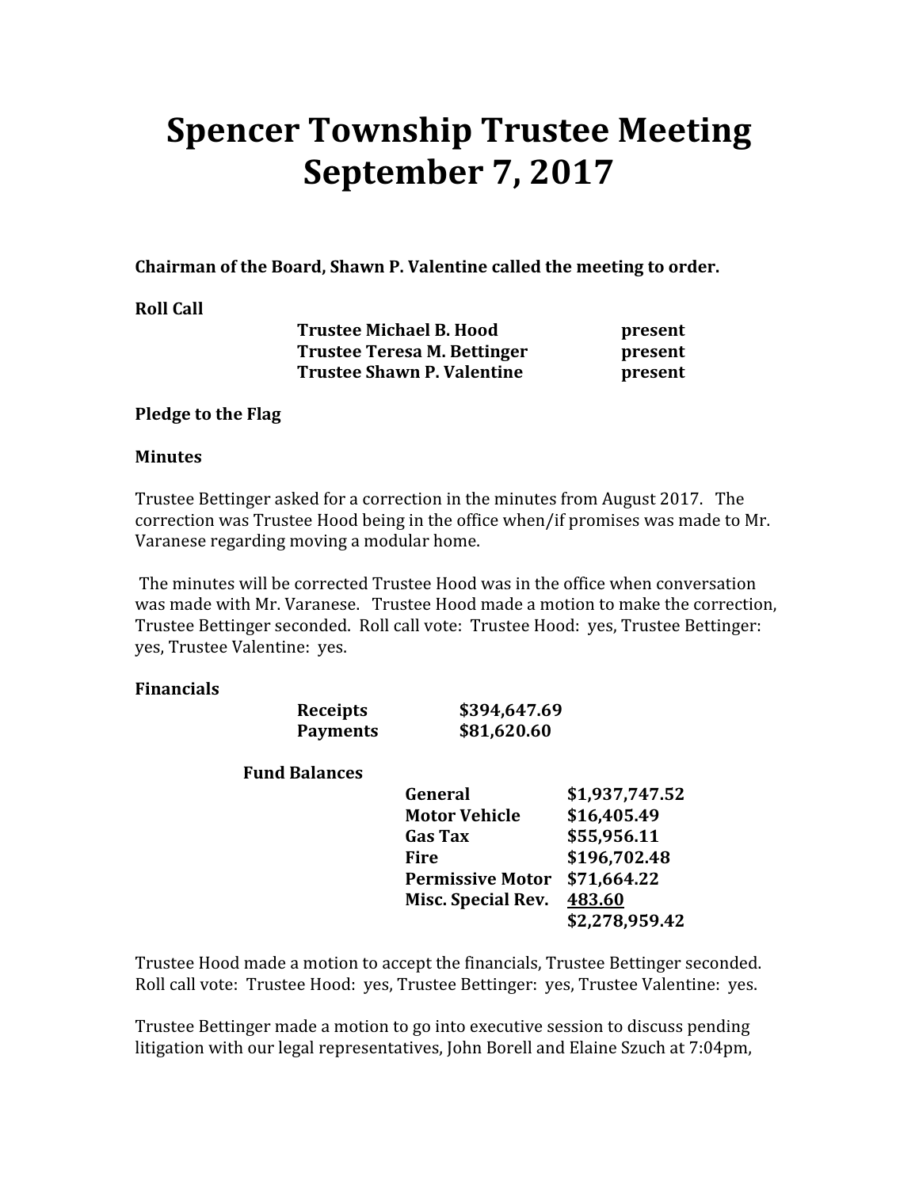# Spencer Township Trustee Meeting
# September 7, 2017

**Chairman of the Board, Shawn P. Valentine called the meeting to order.**

**Roll Call**

| | |
|---|---|
| **Trustee Michael B. Hood** | **present** |
| **Trustee Teresa M. Bettinger** | **present** |
| **Trustee Shawn P. Valentine** | **present** |

**Pledge to the Flag**

**Minutes**

Trustee Bettinger asked for a correction in the minutes from August 2017. The correction was Trustee Hood being in the office when/if promises was made to Mr. Varanese regarding moving a modular home.

The minutes will be corrected Trustee Hood was in the office when conversation was made with Mr. Varanese. Trustee Hood made a motion to make the correction, Trustee Bettinger seconded. Roll call vote: Trustee Hood: yes, Trustee Bettinger: yes, Trustee Valentine: yes.

**Financials**

| | |
|---|---|
| **Receipts** | **$394,647.69** |
| **Payments** | **$81,620.60** |

**Fund Balances**

| | |
|---|---|
| **General** | **$1,937,747.52** |
| **Motor Vehicle** | **$16,405.49** |
| **Gas Tax** | **$55,956.11** |
| **Fire** | **$196,702.48** |
| **Permissive Motor** | **$71,664.22** |
| **Misc. Special Rev.** | **483.60** |
| | **$2,278,959.42** |

Trustee Hood made a motion to accept the financials, Trustee Bettinger seconded. Roll call vote: Trustee Hood: yes, Trustee Bettinger: yes, Trustee Valentine: yes.

Trustee Bettinger made a motion to go into executive session to discuss pending litigation with our legal representatives, John Borell and Elaine Szuch at 7:04pm,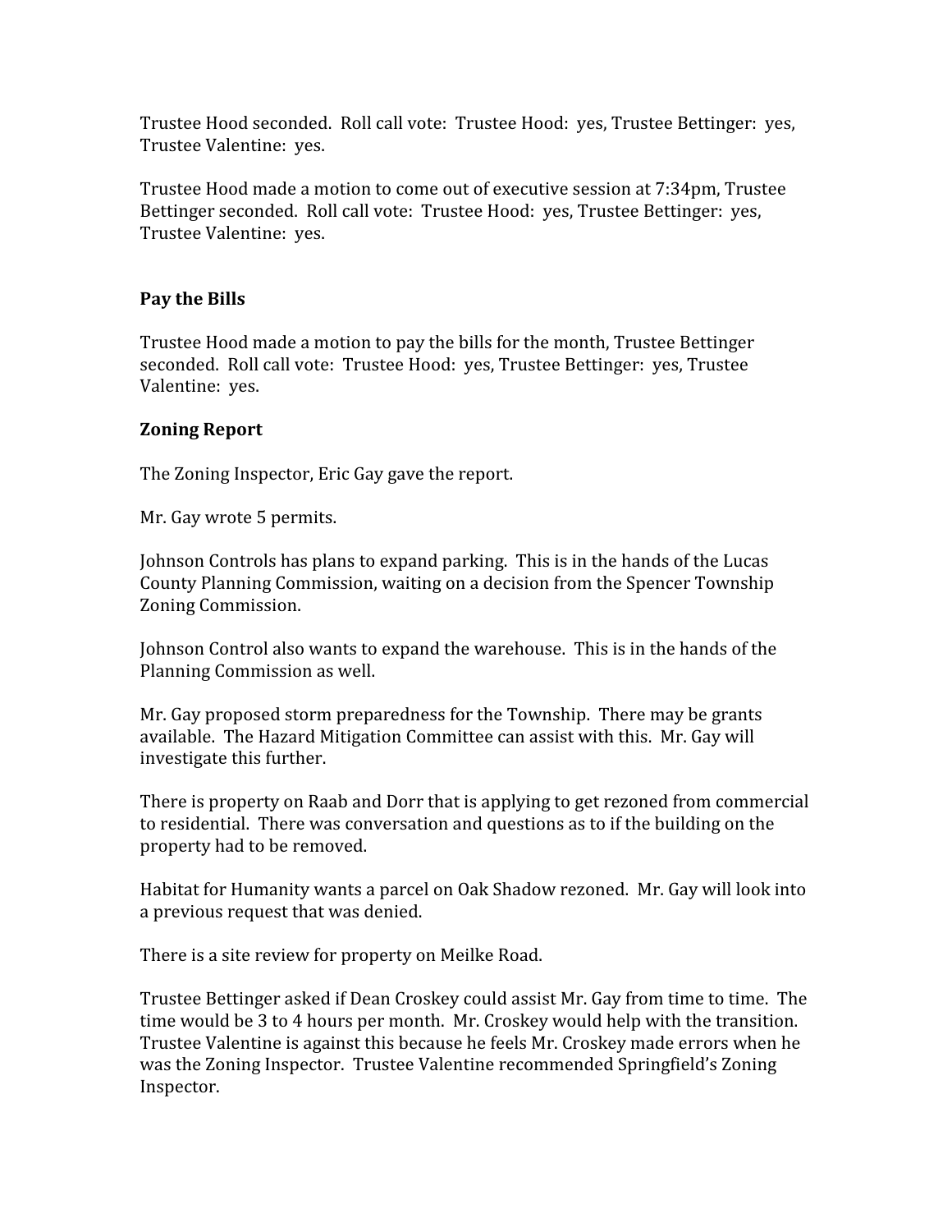Trustee Hood seconded. Roll call vote: Trustee Hood: yes, Trustee Bettinger: yes, Trustee Valentine: yes.

Trustee Hood made a motion to come out of executive session at 7:34pm, Trustee Bettinger seconded. Roll call vote: Trustee Hood: yes, Trustee Bettinger: yes, Trustee Valentine: yes.

**Pay the Bills**

Trustee Hood made a motion to pay the bills for the month, Trustee Bettinger seconded. Roll call vote: Trustee Hood: yes, Trustee Bettinger: yes, Trustee Valentine: yes.

**Zoning Report**

The Zoning Inspector, Eric Gay gave the report.

Mr. Gay wrote 5 permits.

Johnson Controls has plans to expand parking. This is in the hands of the Lucas County Planning Commission, waiting on a decision from the Spencer Township Zoning Commission.

Johnson Control also wants to expand the warehouse. This is in the hands of the Planning Commission as well.

Mr. Gay proposed storm preparedness for the Township. There may be grants available. The Hazard Mitigation Committee can assist with this. Mr. Gay will investigate this further.

There is property on Raab and Dorr that is applying to get rezoned from commercial to residential. There was conversation and questions as to if the building on the property had to be removed.

Habitat for Humanity wants a parcel on Oak Shadow rezoned. Mr. Gay will look into a previous request that was denied.

There is a site review for property on Meilke Road.

Trustee Bettinger asked if Dean Croskey could assist Mr. Gay from time to time. The time would be 3 to 4 hours per month. Mr. Croskey would help with the transition. Trustee Valentine is against this because he feels Mr. Croskey made errors when he was the Zoning Inspector. Trustee Valentine recommended Springfield's Zoning Inspector.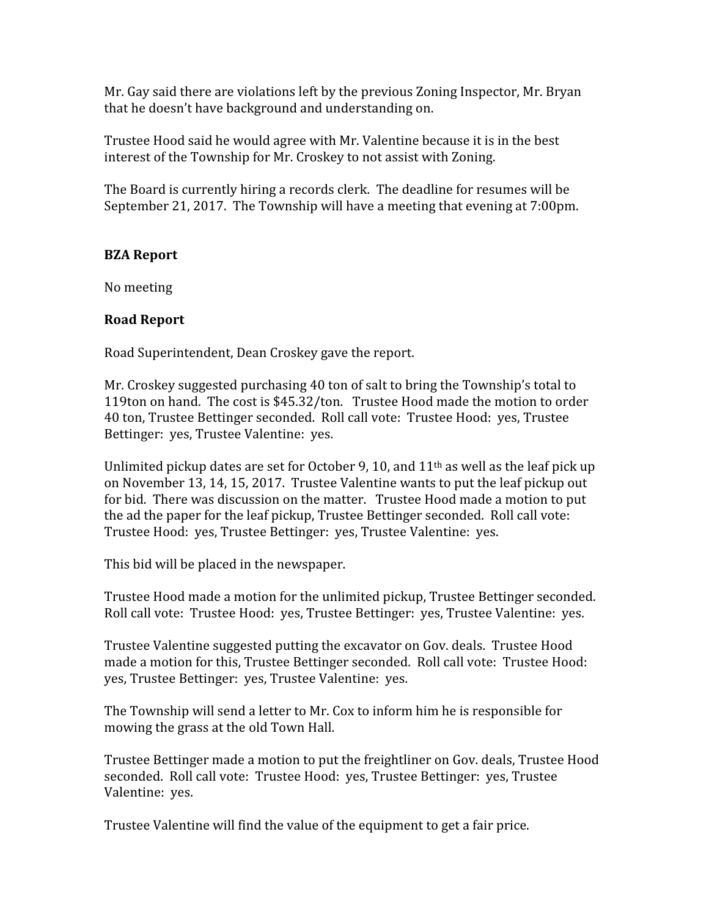Mr. Gay said there are violations left by the previous Zoning Inspector, Mr. Bryan that he doesn't have background and understanding on.

Trustee Hood said he would agree with Mr. Valentine because it is in the best interest of the Township for Mr. Croskey to not assist with Zoning.

The Board is currently hiring a records clerk. The deadline for resumes will be September 21, 2017. The Township will have a meeting that evening at 7:00pm.

**BZA Report**

No meeting

**Road Report**

Road Superintendent, Dean Croskey gave the report.

Mr. Croskey suggested purchasing 40 ton of salt to bring the Township's total to 119ton on hand. The cost is $45.32/ton. Trustee Hood made the motion to order 40 ton, Trustee Bettinger seconded. Roll call vote: Trustee Hood: yes, Trustee Bettinger: yes, Trustee Valentine: yes.

Unlimited pickup dates are set for October 9, 10, and 11th as well as the leaf pick up on November 13, 14, 15, 2017. Trustee Valentine wants to put the leaf pickup out for bid. There was discussion on the matter. Trustee Hood made a motion to put the ad the paper for the leaf pickup, Trustee Bettinger seconded. Roll call vote: Trustee Hood: yes, Trustee Bettinger: yes, Trustee Valentine: yes.

This bid will be placed in the newspaper.

Trustee Hood made a motion for the unlimited pickup, Trustee Bettinger seconded. Roll call vote: Trustee Hood: yes, Trustee Bettinger: yes, Trustee Valentine: yes.

Trustee Valentine suggested putting the excavator on Gov. deals. Trustee Hood made a motion for this, Trustee Bettinger seconded. Roll call vote: Trustee Hood: yes, Trustee Bettinger: yes, Trustee Valentine: yes.

The Township will send a letter to Mr. Cox to inform him he is responsible for mowing the grass at the old Town Hall.

Trustee Bettinger made a motion to put the freightliner on Gov. deals, Trustee Hood seconded. Roll call vote: Trustee Hood: yes, Trustee Bettinger: yes, Trustee Valentine: yes.

Trustee Valentine will find the value of the equipment to get a fair price.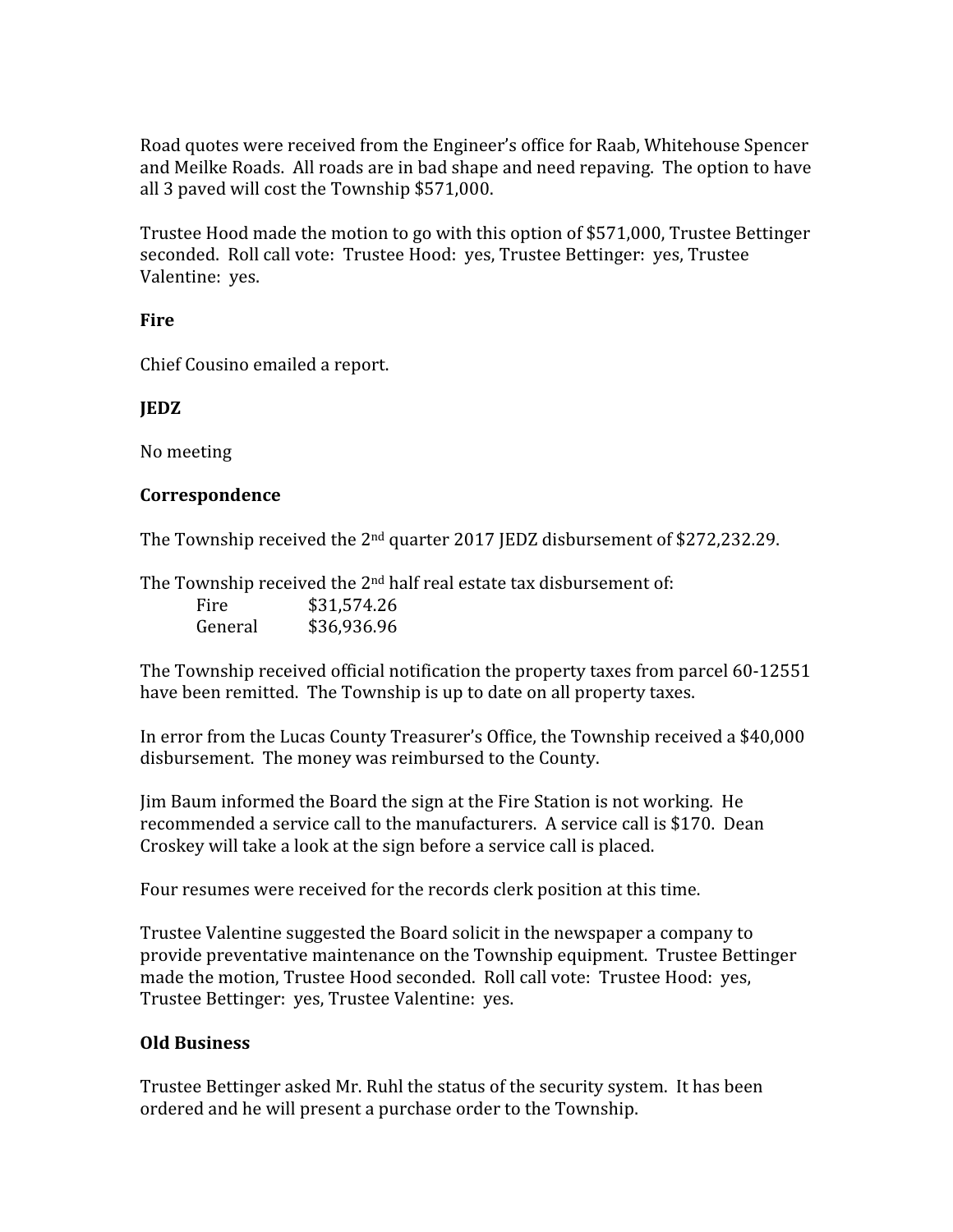Road quotes were received from the Engineer's office for Raab, Whitehouse Spencer and Meilke Roads. All roads are in bad shape and need repaving. The option to have all 3 paved will cost the Township $571,000.

Trustee Hood made the motion to go with this option of $571,000, Trustee Bettinger seconded. Roll call vote: Trustee Hood: yes, Trustee Bettinger: yes, Trustee Valentine: yes.

**Fire**

Chief Cousino emailed a report.

**JEDZ**

No meeting

**Correspondence**

The Township received the 2nd quarter 2017 JEDZ disbursement of $272,232.29.

The Township received the 2nd half real estate tax disbursement of:

| | |
|---|---|
| Fire | $31,574.26 |
| General | $36,936.96 |

The Township received official notification the property taxes from parcel 60-12551 have been remitted. The Township is up to date on all property taxes.

In error from the Lucas County Treasurer's Office, the Township received a $40,000 disbursement. The money was reimbursed to the County.

Jim Baum informed the Board the sign at the Fire Station is not working. He recommended a service call to the manufacturers. A service call is $170. Dean Croskey will take a look at the sign before a service call is placed.

Four resumes were received for the records clerk position at this time.

Trustee Valentine suggested the Board solicit in the newspaper a company to provide preventative maintenance on the Township equipment. Trustee Bettinger made the motion, Trustee Hood seconded. Roll call vote: Trustee Hood: yes, Trustee Bettinger: yes, Trustee Valentine: yes.

**Old Business**

Trustee Bettinger asked Mr. Ruhl the status of the security system. It has been ordered and he will present a purchase order to the Township.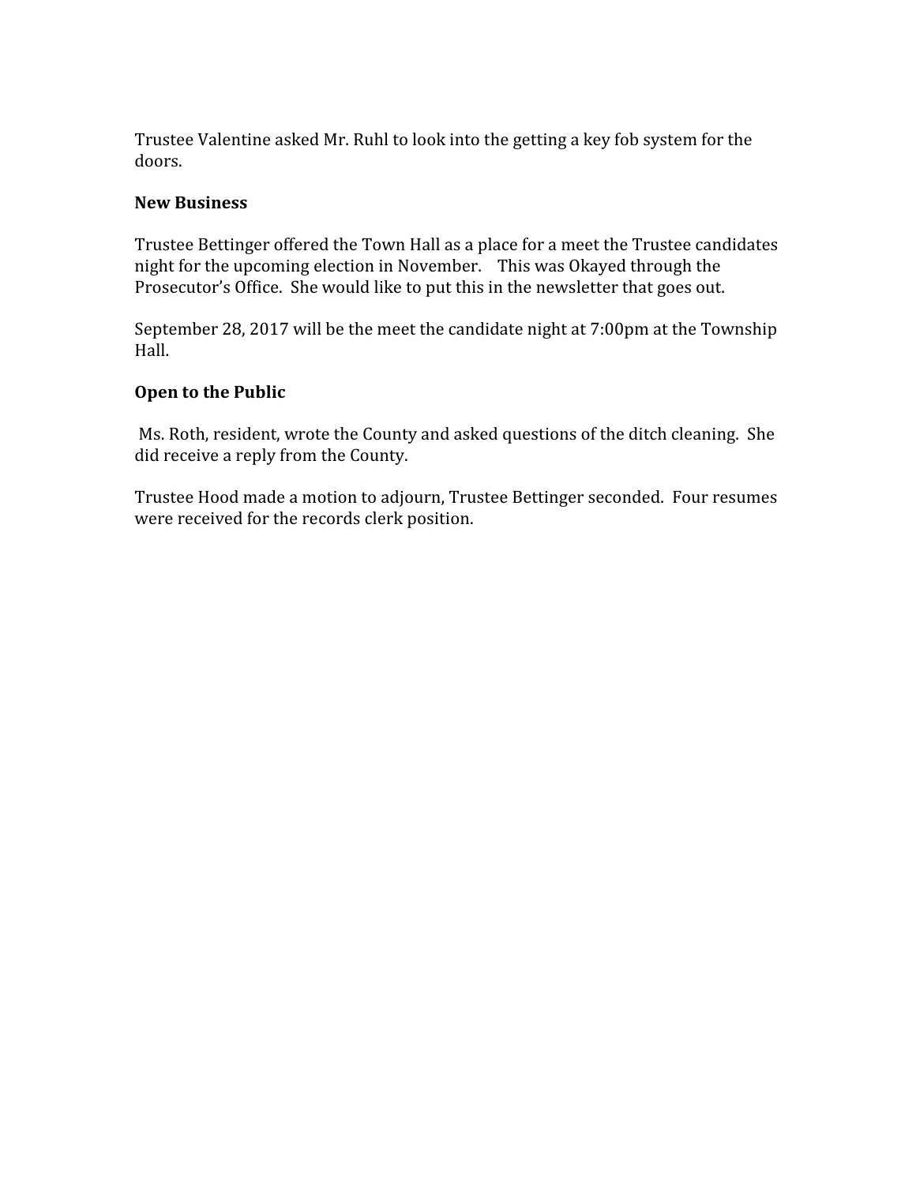Trustee Valentine asked Mr. Ruhl to look into the getting a key fob system for the doors.

**New Business**

Trustee Bettinger offered the Town Hall as a place for a meet the Trustee candidates night for the upcoming election in November. This was Okayed through the Prosecutor's Office. She would like to put this in the newsletter that goes out.

September 28, 2017 will be the meet the candidate night at 7:00pm at the Township Hall.

**Open to the Public**

Ms. Roth, resident, wrote the County and asked questions of the ditch cleaning. She did receive a reply from the County.

Trustee Hood made a motion to adjourn, Trustee Bettinger seconded. Four resumes were received for the records clerk position.